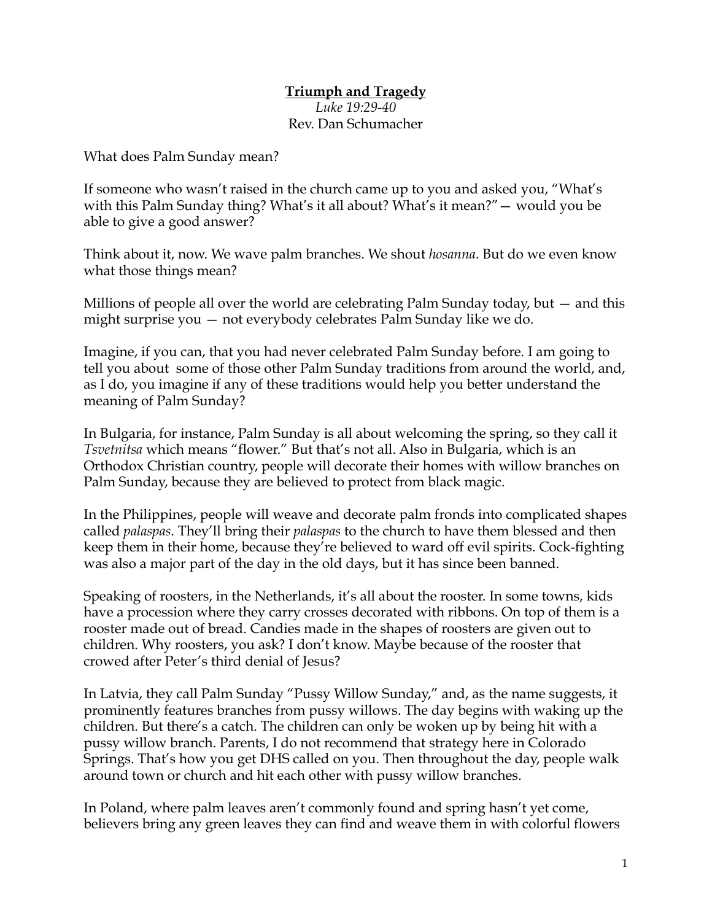**Triumph and Tragedy**

*Luke 19:29-40*

Rev. Dan Schumacher

What does Palm Sunday mean?

If someone who wasn't raised in the church came up to you and asked you, "What's with this Palm Sunday thing? What's it all about? What's it mean?" — would you be able to give a good answer?

Think about it, now. We wave palm branches. We shout *hosanna*. But do we even know what those things mean?

Millions of people all over the world are celebrating Palm Sunday today, but — and this might surprise you — not everybody celebrates Palm Sunday like we do.

Imagine, if you can, that you had never celebrated Palm Sunday before. I am going to tell you about some of those other Palm Sunday traditions from around the world, and, as I do, you imagine if any of these traditions would help you better understand the meaning of Palm Sunday?

In Bulgaria, for instance, Palm Sunday is all about welcoming the spring, so they call it *Tsvetnitsa* which means "flower." But that's not all. Also in Bulgaria, which is an Orthodox Christian country, people will decorate their homes with willow branches on Palm Sunday, because they are believed to protect from black magic.

In the Philippines, people will weave and decorate palm fronds into complicated shapes called *palaspas*. They'll bring their *palaspas* to the church to have them blessed and then keep them in their home, because they're believed to ward off evil spirits. Cock-fighting was also a major part of the day in the old days, but it has since been banned.

Speaking of roosters, in the Netherlands, it's all about the rooster. In some towns, kids have a procession where they carry crosses decorated with ribbons. On top of them is a rooster made out of bread. Candies made in the shapes of roosters are given out to children. Why roosters, you ask? I don't know. Maybe because of the rooster that crowed after Peter's third denial of Jesus?

In Latvia, they call Palm Sunday "Pussy Willow Sunday," and, as the name suggests, it prominently features branches from pussy willows. The day begins with waking up the children. But there's a catch. The children can only be woken up by being hit with a pussy willow branch. Parents, I do not recommend that strategy here in Colorado Springs. That's how you get DHS called on you. Then throughout the day, people walk around town or church and hit each other with pussy willow branches.

In Poland, where palm leaves aren't commonly found and spring hasn't yet come, believers bring any green leaves they can find and weave them in with colorful flowers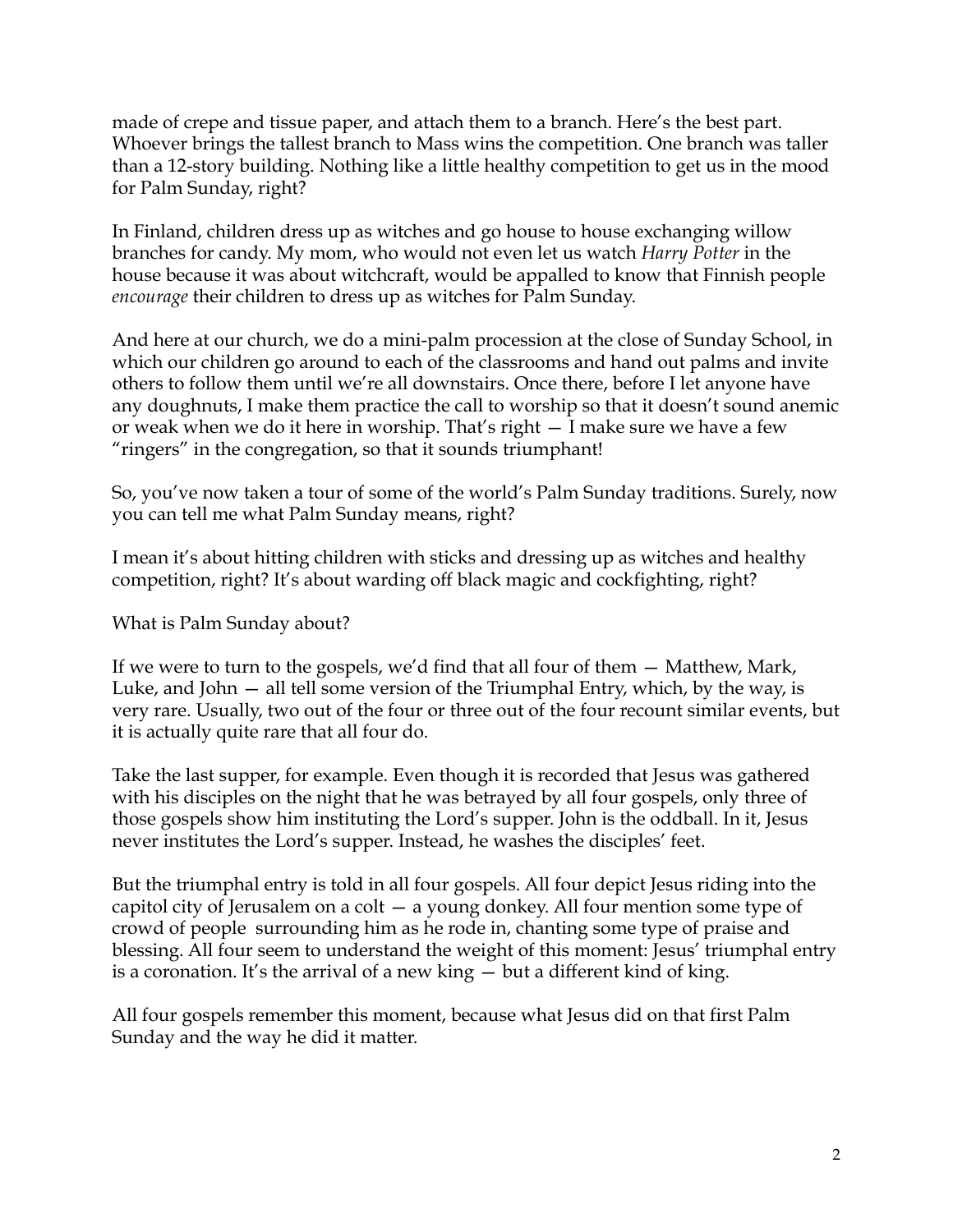made of crepe and tissue paper, and attach them to a branch. Here's the best part. Whoever brings the tallest branch to Mass wins the competition. One branch was taller than a 12-story building. Nothing like a little healthy competition to get us in the mood for Palm Sunday, right?

In Finland, children dress up as witches and go house to house exchanging willow branches for candy. My mom, who would not even let us watch *Harry Potter* in the house because it was about witchcraft, would be appalled to know that Finnish people *encourage* their children to dress up as witches for Palm Sunday.

And here at our church, we do a mini-palm procession at the close of Sunday School, in which our children go around to each of the classrooms and hand out palms and invite others to follow them until we're all downstairs. Once there, before I let anyone have any doughnuts, I make them practice the call to worship so that it doesn't sound anemic or weak when we do it here in worship. That's right — I make sure we have a few "ringers" in the congregation, so that it sounds triumphant!

So, you've now taken a tour of some of the world's Palm Sunday traditions. Surely, now you can tell me what Palm Sunday means, right?

I mean it's about hitting children with sticks and dressing up as witches and healthy competition, right? It's about warding off black magic and cockfighting, right?

What is Palm Sunday about?

If we were to turn to the gospels, we'd find that all four of them — Matthew, Mark, Luke, and John — all tell some version of the Triumphal Entry, which, by the way, is very rare. Usually, two out of the four or three out of the four recount similar events, but it is actually quite rare that all four do.

Take the last supper, for example. Even though it is recorded that Jesus was gathered with his disciples on the night that he was betrayed by all four gospels, only three of those gospels show him instituting the Lord's supper. John is the oddball. In it, Jesus never institutes the Lord's supper. Instead, he washes the disciples' feet.

But the triumphal entry is told in all four gospels. All four depict Jesus riding into the capitol city of Jerusalem on a colt — a young donkey. All four mention some type of crowd of people surrounding him as he rode in, chanting some type of praise and blessing. All four seem to understand the weight of this moment: Jesus' triumphal entry is a coronation. It's the arrival of a new king — but a different kind of king.

All four gospels remember this moment, because what Jesus did on that first Palm Sunday and the way he did it matter.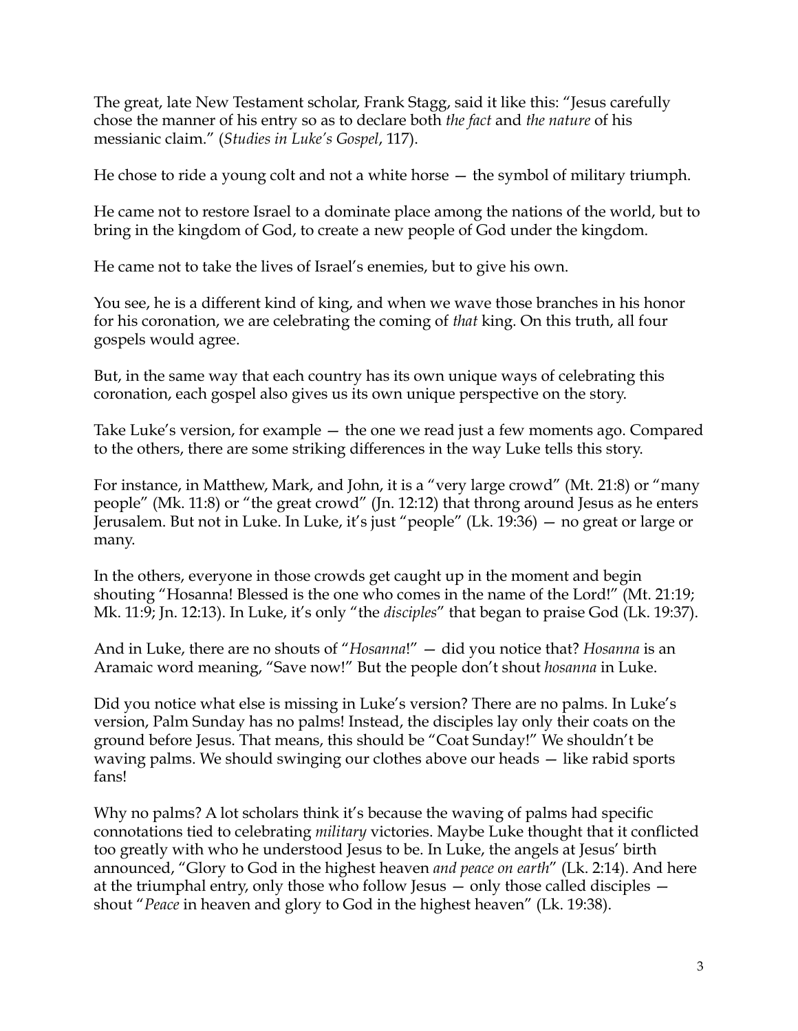The great, late New Testament scholar, Frank Stagg, said it like this: "Jesus carefully chose the manner of his entry so as to declare both *the fact* and *the nature* of his messianic claim." (*Studies in Luke's Gospel*, 117).

He chose to ride a young colt and not a white horse — the symbol of military triumph.

He came not to restore Israel to a dominate place among the nations of the world, but to bring in the kingdom of God, to create a new people of God under the kingdom.

He came not to take the lives of Israel's enemies, but to give his own.

You see, he is a different kind of king, and when we wave those branches in his honor for his coronation, we are celebrating the coming of *that* king. On this truth, all four gospels would agree.

But, in the same way that each country has its own unique ways of celebrating this coronation, each gospel also gives us its own unique perspective on the story.

Take Luke's version, for example — the one we read just a few moments ago. Compared to the others, there are some striking differences in the way Luke tells this story.

For instance, in Matthew, Mark, and John, it is a "very large crowd" (Mt. 21:8) or "many people" (Mk. 11:8) or "the great crowd" (Jn. 12:12) that throng around Jesus as he enters Jerusalem. But not in Luke. In Luke, it's just "people" (Lk. 19:36) — no great or large or many.

In the others, everyone in those crowds get caught up in the moment and begin shouting "Hosanna! Blessed is the one who comes in the name of the Lord!" (Mt. 21:19; Mk. 11:9; Jn. 12:13). In Luke, it's only "the *disciples*" that began to praise God (Lk. 19:37).

And in Luke, there are no shouts of "*Hosanna*!" — did you notice that? *Hosanna* is an Aramaic word meaning, "Save now!" But the people don't shout *hosanna* in Luke.

Did you notice what else is missing in Luke's version? There are no palms. In Luke's version, Palm Sunday has no palms! Instead, the disciples lay only their coats on the ground before Jesus. That means, this should be "Coat Sunday!" We shouldn't be waving palms. We should swinging our clothes above our heads — like rabid sports fans!

Why no palms? A lot scholars think it's because the waving of palms had specific connotations tied to celebrating *military* victories. Maybe Luke thought that it conflicted too greatly with who he understood Jesus to be. In Luke, the angels at Jesus' birth announced, "Glory to God in the highest heaven *and peace on earth*" (Lk. 2:14). And here at the triumphal entry, only those who follow Jesus — only those called disciples — shout "*Peace* in heaven and glory to God in the highest heaven" (Lk. 19:38).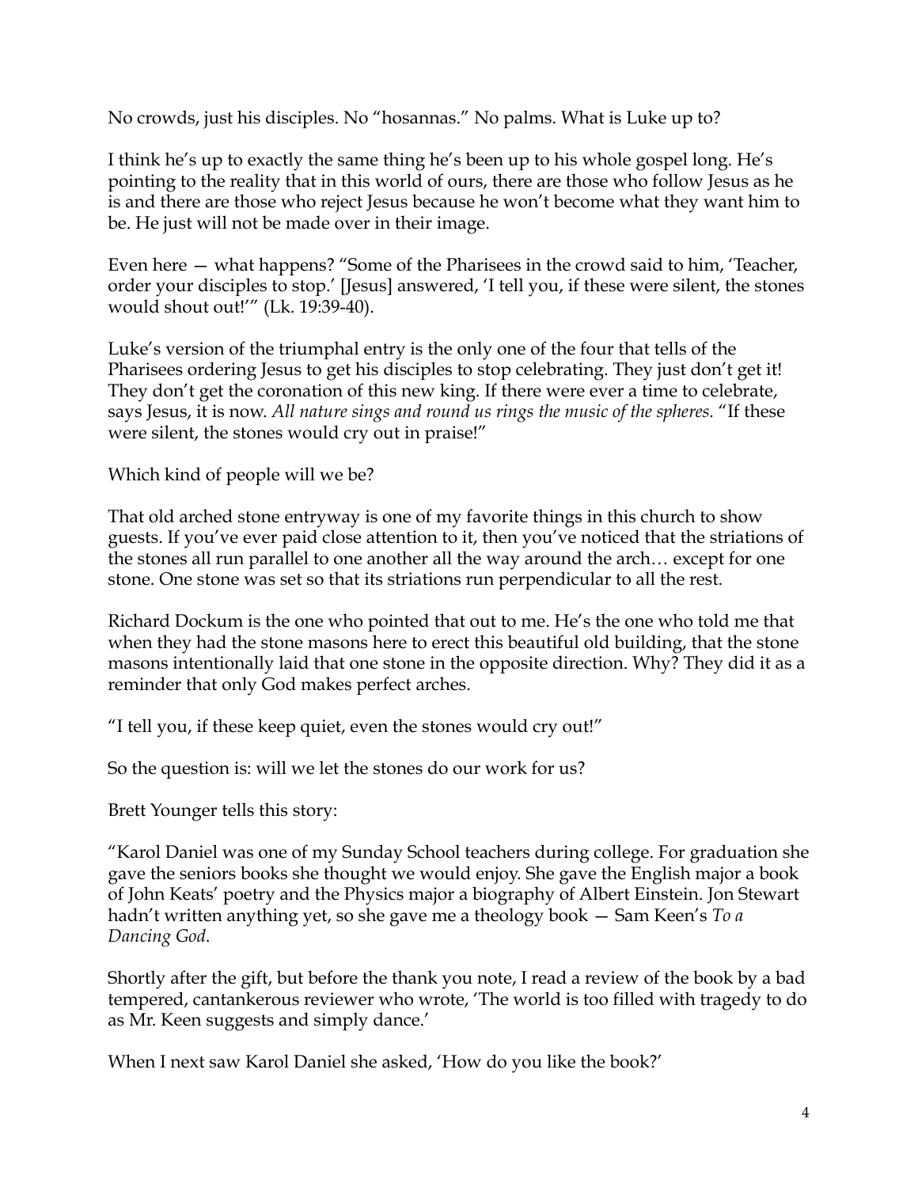No crowds, just his disciples. No "hosannas." No palms. What is Luke up to?

I think he's up to exactly the same thing he's been up to his whole gospel long. He's pointing to the reality that in this world of ours, there are those who follow Jesus as he is and there are those who reject Jesus because he won't become what they want him to be. He just will not be made over in their image.

Even here — what happens? "Some of the Pharisees in the crowd said to him, 'Teacher, order your disciples to stop.' [Jesus] answered, 'I tell you, if these were silent, the stones would shout out!'" (Lk. 19:39-40).

Luke's version of the triumphal entry is the only one of the four that tells of the Pharisees ordering Jesus to get his disciples to stop celebrating. They just don't get it! They don't get the coronation of this new king. If there were ever a time to celebrate, says Jesus, it is now. *All nature sings and round us rings the music of the spheres.* "If these were silent, the stones would cry out in praise!"

Which kind of people will we be?

That old arched stone entryway is one of my favorite things in this church to show guests. If you've ever paid close attention to it, then you've noticed that the striations of the stones all run parallel to one another all the way around the arch… except for one stone. One stone was set so that its striations run perpendicular to all the rest.

Richard Dockum is the one who pointed that out to me. He's the one who told me that when they had the stone masons here to erect this beautiful old building, that the stone masons intentionally laid that one stone in the opposite direction. Why? They did it as a reminder that only God makes perfect arches.

"I tell you, if these keep quiet, even the stones would cry out!"

So the question is: will we let the stones do our work for us?

Brett Younger tells this story:

"Karol Daniel was one of my Sunday School teachers during college. For graduation she gave the seniors books she thought we would enjoy. She gave the English major a book of John Keats' poetry and the Physics major a biography of Albert Einstein. Jon Stewart hadn't written anything yet, so she gave me a theology book — Sam Keen's *To a Dancing God*.

Shortly after the gift, but before the thank you note, I read a review of the book by a bad tempered, cantankerous reviewer who wrote, 'The world is too filled with tragedy to do as Mr. Keen suggests and simply dance.'

When I next saw Karol Daniel she asked, 'How do you like the book?'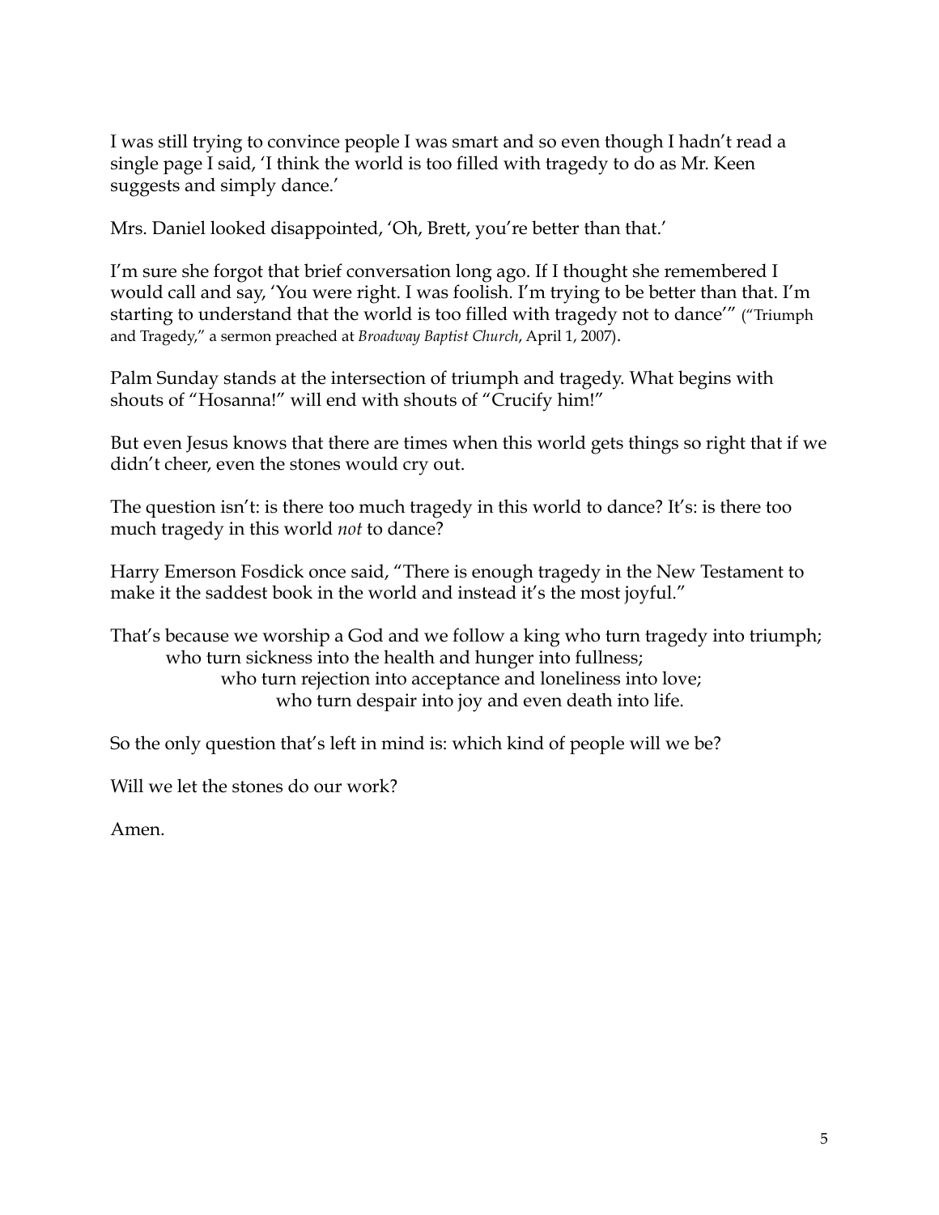I was still trying to convince people I was smart and so even though I hadn't read a single page I said, 'I think the world is too filled with tragedy to do as Mr. Keen suggests and simply dance.'

Mrs. Daniel looked disappointed, 'Oh, Brett, you're better than that.'

I'm sure she forgot that brief conversation long ago. If I thought she remembered I would call and say, 'You were right. I was foolish. I'm trying to be better than that. I'm starting to understand that the world is too filled with tragedy not to dance'" ("Triumph and Tragedy," a sermon preached at *Broadway Baptist Church*, April 1, 2007).

Palm Sunday stands at the intersection of triumph and tragedy. What begins with shouts of "Hosanna!" will end with shouts of "Crucify him!"

But even Jesus knows that there are times when this world gets things so right that if we didn't cheer, even the stones would cry out.

The question isn't: is there too much tragedy in this world to dance? It's: is there too much tragedy in this world *not* to dance?

Harry Emerson Fosdick once said, "There is enough tragedy in the New Testament to make it the saddest book in the world and instead it's the most joyful."

That's because we worship a God and we follow a king who turn tragedy into triumph;
who turn sickness into the health and hunger into fullness;
who turn rejection into acceptance and loneliness into love;
who turn despair into joy and even death into life.

So the only question that's left in mind is: which kind of people will we be?

Will we let the stones do our work?

Amen.